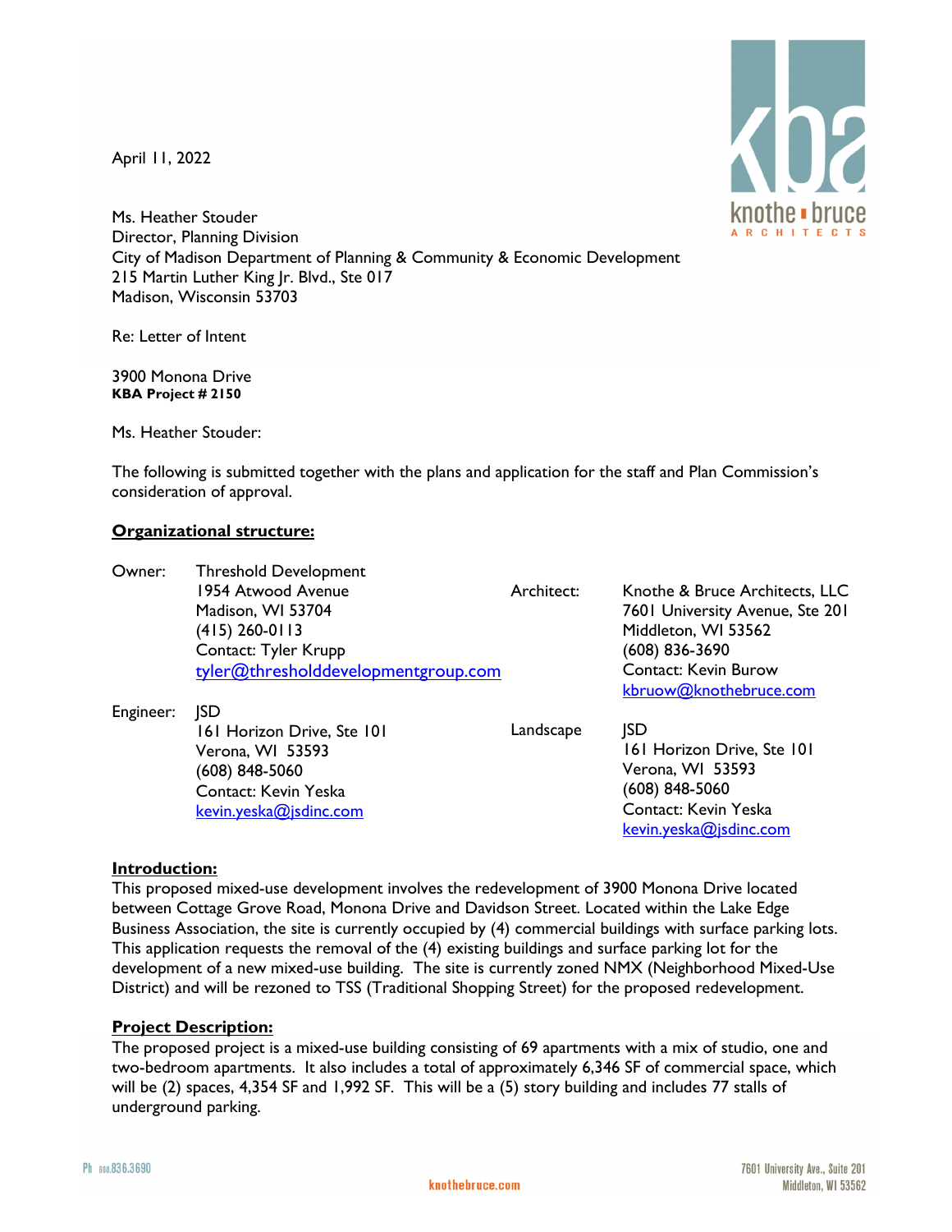April 11, 2022

Ms. Heather Stouder
Director, Planning Division
City of Madison Department of Planning & Community & Economic Development
215 Martin Luther King Jr. Blvd., Ste 017
Madison, Wisconsin 53703

Re: Letter of Intent

3900 Monona Drive
**KBA Project # 2150**

Ms. Heather Stouder:

The following is submitted together with the plans and application for the staff and Plan Commission's consideration of approval.

**Organizational structure:**

| | | | |
|---|---|---|---|
| Owner: | Threshold Development<br>1954 Atwood Avenue<br>Madison, WI 53704<br>(415) 260-0113<br>Contact: Tyler Krupp<br>tyler@thresholddevelopmentgroup.com | Architect: | Knothe & Bruce Architects, LLC<br>7601 University Avenue, Ste 201<br>Middleton, WI 53562<br>(608) 836-3690<br>Contact: Kevin Burow<br>kbruow@knothebruce.com |
| Engineer: | JSD<br>161 Horizon Drive, Ste 101<br>Verona, WI 53593<br>(608) 848-5060<br>Contact: Kevin Yeska<br>kevin.yeska@jsdinc.com | Landscape | JSD<br>161 Horizon Drive, Ste 101<br>Verona, WI 53593<br>(608) 848-5060<br>Contact: Kevin Yeska<br>kevin.yeska@jsdinc.com |

**Introduction:**

This proposed mixed-use development involves the redevelopment of 3900 Monona Drive located between Cottage Grove Road, Monona Drive and Davidson Street. Located within the Lake Edge Business Association, the site is currently occupied by (4) commercial buildings with surface parking lots. This application requests the removal of the (4) existing buildings and surface parking lot for the development of a new mixed-use building. The site is currently zoned NMX (Neighborhood Mixed-Use District) and will be rezoned to TSS (Traditional Shopping Street) for the proposed redevelopment.

**Project Description:**

The proposed project is a mixed-use building consisting of 69 apartments with a mix of studio, one and two-bedroom apartments. It also includes a total of approximately 6,346 SF of commercial space, which will be (2) spaces, 4,354 SF and 1,992 SF. This will be a (5) story building and includes 77 stalls of underground parking.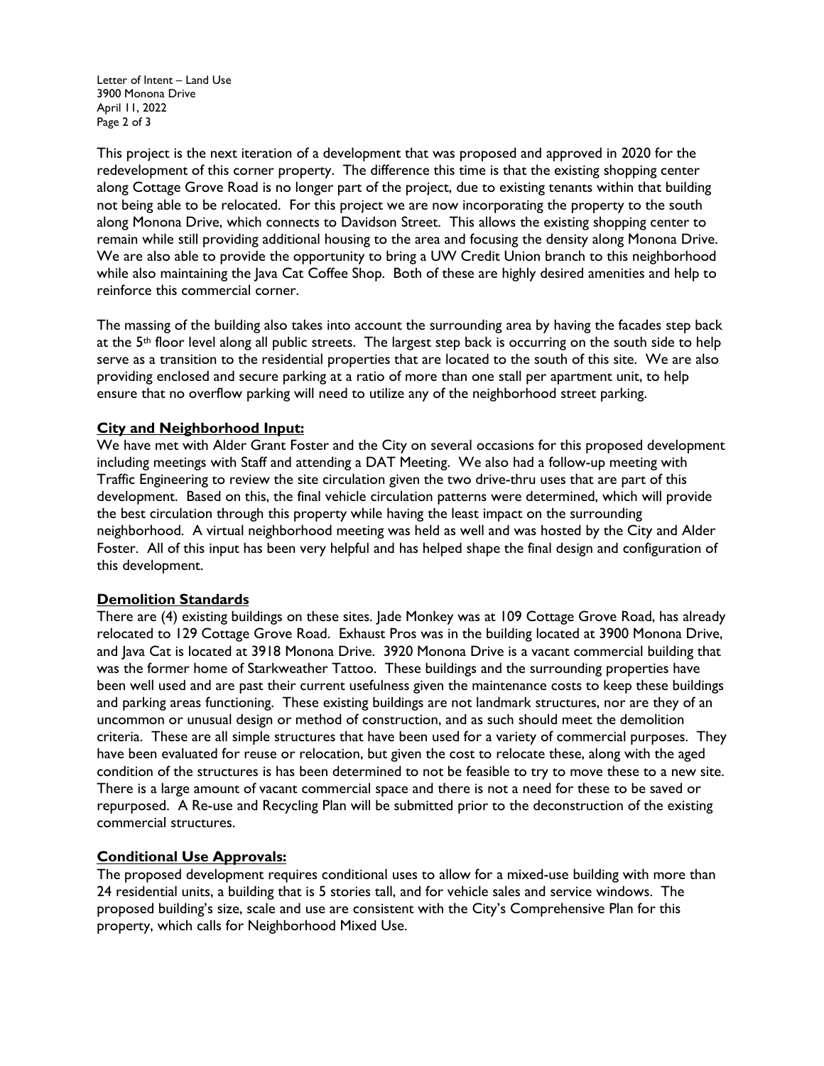This project is the next iteration of a development that was proposed and approved in 2020 for the redevelopment of this corner property. The difference this time is that the existing shopping center along Cottage Grove Road is no longer part of the project, due to existing tenants within that building not being able to be relocated. For this project we are now incorporating the property to the south along Monona Drive, which connects to Davidson Street. This allows the existing shopping center to remain while still providing additional housing to the area and focusing the density along Monona Drive. We are also able to provide the opportunity to bring a UW Credit Union branch to this neighborhood while also maintaining the Java Cat Coffee Shop. Both of these are highly desired amenities and help to reinforce this commercial corner.

The massing of the building also takes into account the surrounding area by having the facades step back at the 5th floor level along all public streets. The largest step back is occurring on the south side to help serve as a transition to the residential properties that are located to the south of this site. We are also providing enclosed and secure parking at a ratio of more than one stall per apartment unit, to help ensure that no overflow parking will need to utilize any of the neighborhood street parking.

## City and Neighborhood Input:

We have met with Alder Grant Foster and the City on several occasions for this proposed development including meetings with Staff and attending a DAT Meeting. We also had a follow-up meeting with Traffic Engineering to review the site circulation given the two drive-thru uses that are part of this development. Based on this, the final vehicle circulation patterns were determined, which will provide the best circulation through this property while having the least impact on the surrounding neighborhood. A virtual neighborhood meeting was held as well and was hosted by the City and Alder Foster. All of this input has been very helpful and has helped shape the final design and configuration of this development.

## Demolition Standards

There are (4) existing buildings on these sites. Jade Monkey was at 109 Cottage Grove Road, has already relocated to 129 Cottage Grove Road. Exhaust Pros was in the building located at 3900 Monona Drive, and Java Cat is located at 3918 Monona Drive. 3920 Monona Drive is a vacant commercial building that was the former home of Starkweather Tattoo. These buildings and the surrounding properties have been well used and are past their current usefulness given the maintenance costs to keep these buildings and parking areas functioning. These existing buildings are not landmark structures, nor are they of an uncommon or unusual design or method of construction, and as such should meet the demolition criteria. These are all simple structures that have been used for a variety of commercial purposes. They have been evaluated for reuse or relocation, but given the cost to relocate these, along with the aged condition of the structures is has been determined to not be feasible to try to move these to a new site. There is a large amount of vacant commercial space and there is not a need for these to be saved or repurposed. A Re-use and Recycling Plan will be submitted prior to the deconstruction of the existing commercial structures.

## Conditional Use Approvals:

The proposed development requires conditional uses to allow for a mixed-use building with more than 24 residential units, a building that is 5 stories tall, and for vehicle sales and service windows. The proposed building's size, scale and use are consistent with the City's Comprehensive Plan for this property, which calls for Neighborhood Mixed Use.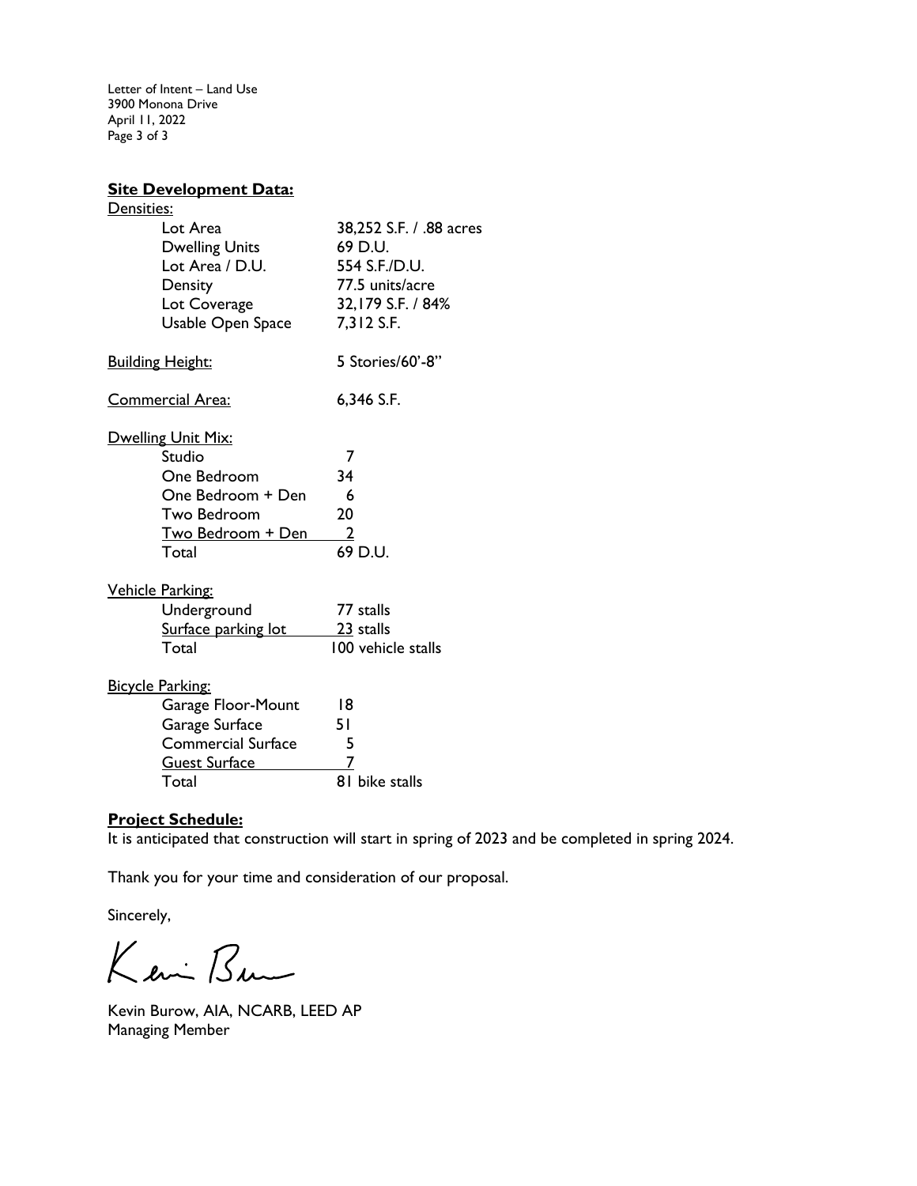**Site Development Data:**

Densities:

| | |
|---|---|
| Lot Area | 38,252 S.F. / .88 acres |
| Dwelling Units | 69 D.U. |
| Lot Area / D.U. | 554 S.F./D.U. |
| Density | 77.5 units/acre |
| Lot Coverage | 32,179 S.F. / 84% |
| Usable Open Space | 7,312 S.F. |

Building Height: 5 Stories/60'-8"

Commercial Area: 6,346 S.F.

Dwelling Unit Mix:

| | |
|---|---|
| Studio | 7 |
| One Bedroom | 34 |
| One Bedroom + Den | 6 |
| Two Bedroom | 20 |
| Two Bedroom + Den | 2 |
| Total | 69 D.U. |

Vehicle Parking:

| | |
|---|---|
| Underground | 77 stalls |
| Surface parking lot | 23 stalls |
| Total | 100 vehicle stalls |

Bicycle Parking:

| | |
|---|---|
| Garage Floor-Mount | 18 |
| Garage Surface | 51 |
| Commercial Surface | 5 |
| Guest Surface | 7 |
| Total | 81 bike stalls |

**Project Schedule:**

It is anticipated that construction will start in spring of 2023 and be completed in spring 2024.

Thank you for your time and consideration of our proposal.

Sincerely,

Kevin Burow, AIA, NCARB, LEED AP
Managing Member